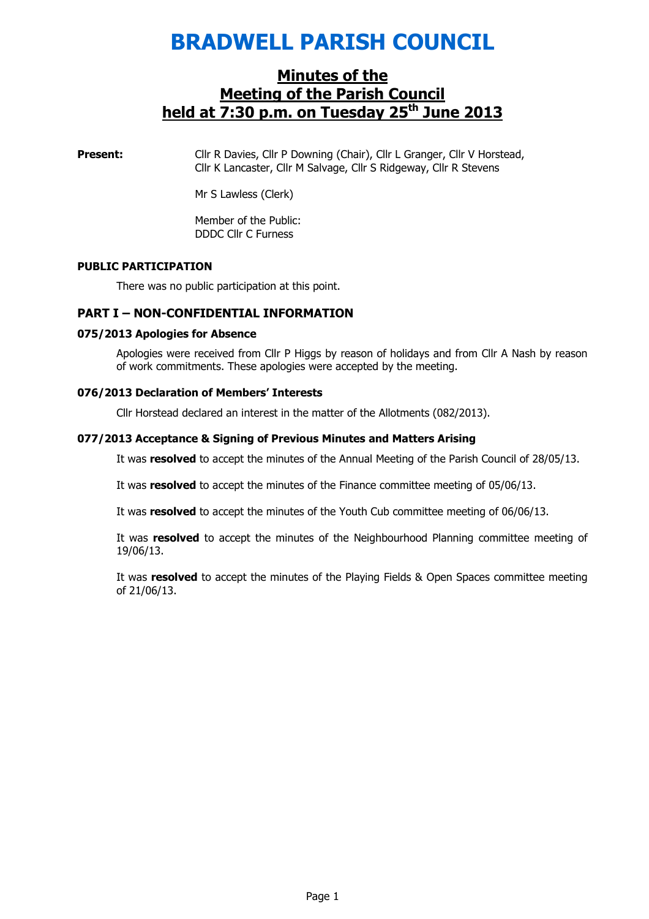# BRADWELL PARISH COUNCIL

## Minutes of the Meeting of the Parish Council held at 7:30 p.m. on Tuesday 25th June 2013

**Present:** Cllr R Davies, Cllr P Downing (Chair), Cllr L Granger, Cllr V Horstead, Cllr K Lancaster, Cllr M Salvage, Cllr S Ridgeway, Cllr R Stevens

Mr S Lawless (Clerk)

Member of the Public:
DDDC Cllr C Furness

### PUBLIC PARTICIPATION

There was no public participation at this point.

### PART I – NON-CONFIDENTIAL INFORMATION

#### 075/2013 Apologies for Absence

Apologies were received from Cllr P Higgs by reason of holidays and from Cllr A Nash by reason of work commitments. These apologies were accepted by the meeting.

#### 076/2013 Declaration of Members' Interests

Cllr Horstead declared an interest in the matter of the Allotments (082/2013).

#### 077/2013 Acceptance & Signing of Previous Minutes and Matters Arising

It was **resolved** to accept the minutes of the Annual Meeting of the Parish Council of 28/05/13.

It was **resolved** to accept the minutes of the Finance committee meeting of 05/06/13.

It was **resolved** to accept the minutes of the Youth Cub committee meeting of 06/06/13.

It was **resolved** to accept the minutes of the Neighbourhood Planning committee meeting of 19/06/13.

It was **resolved** to accept the minutes of the Playing Fields & Open Spaces committee meeting of 21/06/13.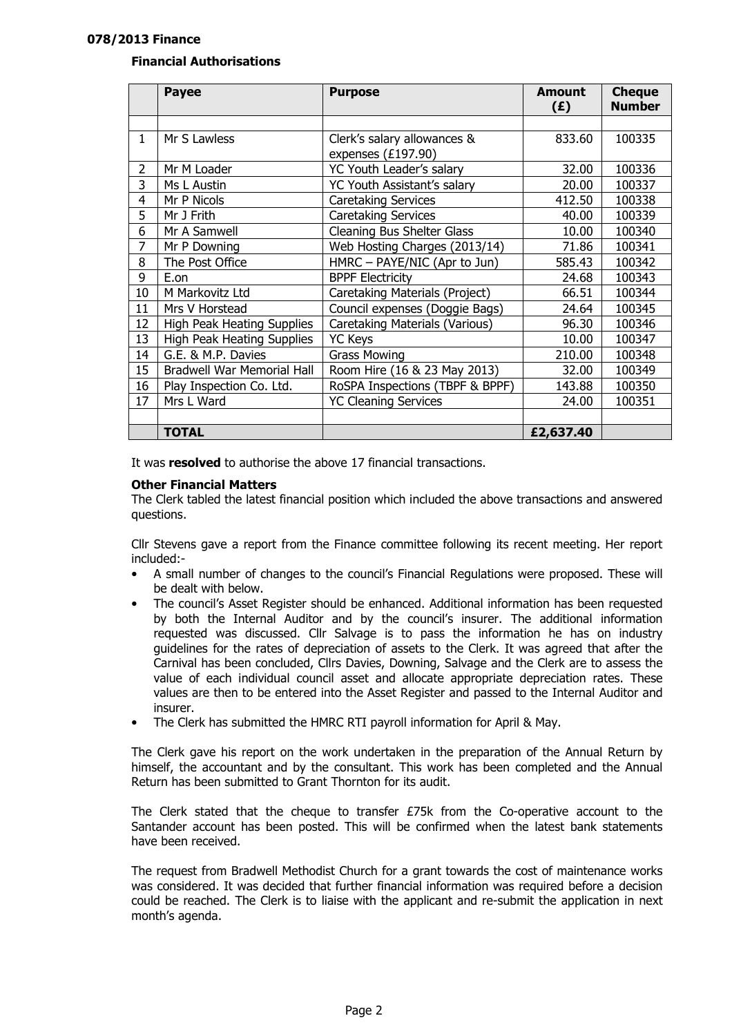### 078/2013 Finance

#### Financial Authorisations

| | Payee | Purpose | Amount (£) | Cheque Number |
|---|---|---|---|---|
| | | | | |
| 1 | Mr S Lawless | Clerk's salary allowances & expenses (£197.90) | 833.60 | 100335 |
| 2 | Mr M Loader | YC Youth Leader's salary | 32.00 | 100336 |
| 3 | Ms L Austin | YC Youth Assistant's salary | 20.00 | 100337 |
| 4 | Mr P Nicols | Caretaking Services | 412.50 | 100338 |
| 5 | Mr J Frith | Caretaking Services | 40.00 | 100339 |
| 6 | Mr A Samwell | Cleaning Bus Shelter Glass | 10.00 | 100340 |
| 7 | Mr P Downing | Web Hosting Charges (2013/14) | 71.86 | 100341 |
| 8 | The Post Office | HMRC – PAYE/NIC (Apr to Jun) | 585.43 | 100342 |
| 9 | E.on | BPPF Electricity | 24.68 | 100343 |
| 10 | M Markovitz Ltd | Caretaking Materials (Project) | 66.51 | 100344 |
| 11 | Mrs V Horstead | Council expenses (Doggie Bags) | 24.64 | 100345 |
| 12 | High Peak Heating Supplies | Caretaking Materials (Various) | 96.30 | 100346 |
| 13 | High Peak Heating Supplies | YC Keys | 10.00 | 100347 |
| 14 | G.E. & M.P. Davies | Grass Mowing | 210.00 | 100348 |
| 15 | Bradwell War Memorial Hall | Room Hire (16 & 23 May 2013) | 32.00 | 100349 |
| 16 | Play Inspection Co. Ltd. | RoSPA Inspections (TBPF & BPPF) | 143.88 | 100350 |
| 17 | Mrs L Ward | YC Cleaning Services | 24.00 | 100351 |
| | | | | |
| | **TOTAL** | | **£2,637.40** | |

It was **resolved** to authorise the above 17 financial transactions.

#### Other Financial Matters

The Clerk tabled the latest financial position which included the above transactions and answered questions.

Cllr Stevens gave a report from the Finance committee following its recent meeting. Her report included:-

- A small number of changes to the council's Financial Regulations were proposed. These will be dealt with below.
- The council's Asset Register should be enhanced. Additional information has been requested by both the Internal Auditor and by the council's insurer. The additional information requested was discussed. Cllr Salvage is to pass the information he has on industry guidelines for the rates of depreciation of assets to the Clerk. It was agreed that after the Carnival has been concluded, Cllrs Davies, Downing, Salvage and the Clerk are to assess the value of each individual council asset and allocate appropriate depreciation rates. These values are then to be entered into the Asset Register and passed to the Internal Auditor and insurer.
- The Clerk has submitted the HMRC RTI payroll information for April & May.

The Clerk gave his report on the work undertaken in the preparation of the Annual Return by himself, the accountant and by the consultant. This work has been completed and the Annual Return has been submitted to Grant Thornton for its audit.

The Clerk stated that the cheque to transfer £75k from the Co-operative account to the Santander account has been posted. This will be confirmed when the latest bank statements have been received.

The request from Bradwell Methodist Church for a grant towards the cost of maintenance works was considered. It was decided that further financial information was required before a decision could be reached. The Clerk is to liaise with the applicant and re-submit the application in next month's agenda.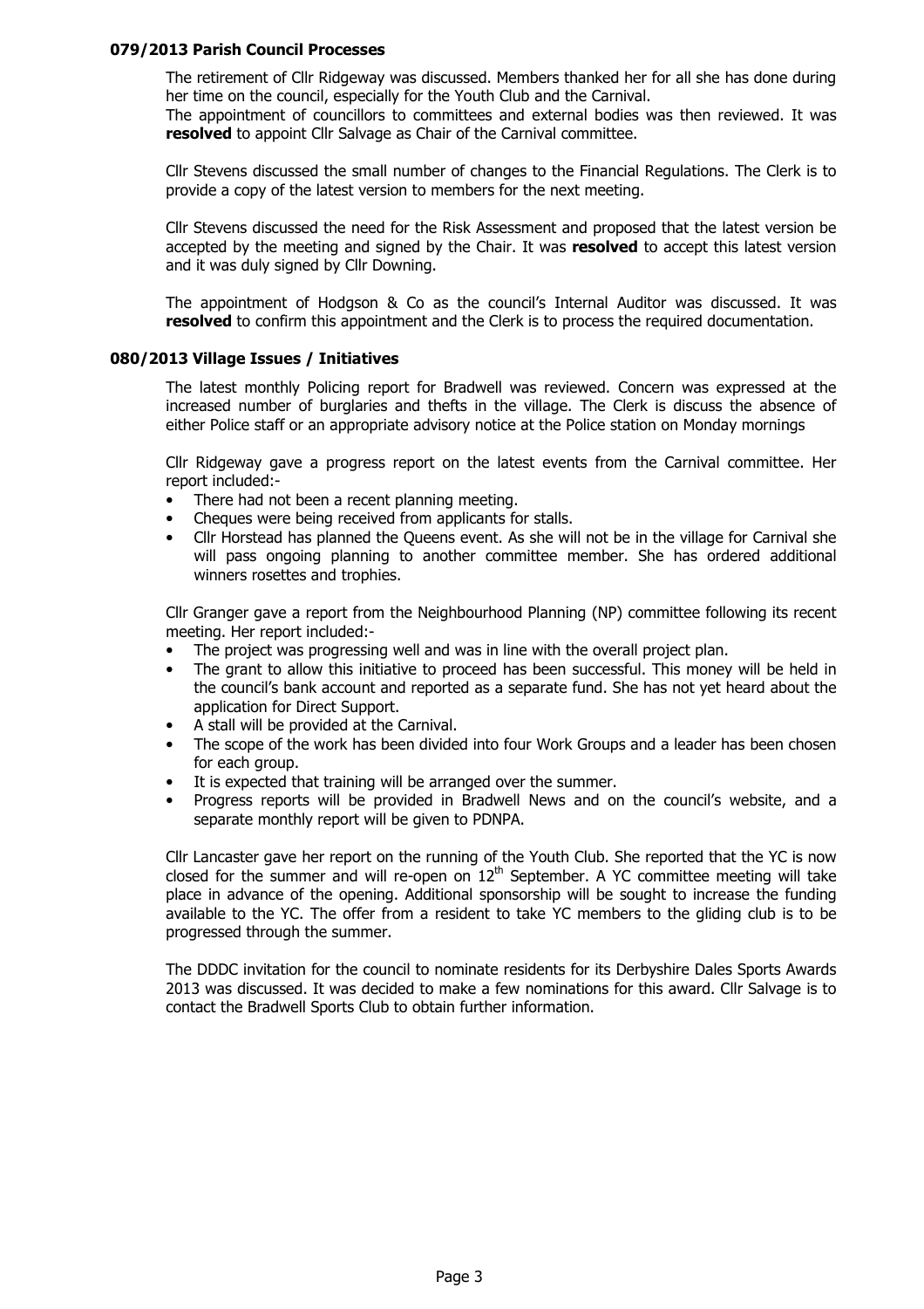### 079/2013 Parish Council Processes

The retirement of Cllr Ridgeway was discussed. Members thanked her for all she has done during her time on the council, especially for the Youth Club and the Carnival.
The appointment of councillors to committees and external bodies was then reviewed. It was **resolved** to appoint Cllr Salvage as Chair of the Carnival committee.

Cllr Stevens discussed the small number of changes to the Financial Regulations. The Clerk is to provide a copy of the latest version to members for the next meeting.

Cllr Stevens discussed the need for the Risk Assessment and proposed that the latest version be accepted by the meeting and signed by the Chair. It was **resolved** to accept this latest version and it was duly signed by Cllr Downing.

The appointment of Hodgson & Co as the council's Internal Auditor was discussed. It was **resolved** to confirm this appointment and the Clerk is to process the required documentation.

### 080/2013 Village Issues / Initiatives

The latest monthly Policing report for Bradwell was reviewed. Concern was expressed at the increased number of burglaries and thefts in the village. The Clerk is discuss the absence of either Police staff or an appropriate advisory notice at the Police station on Monday mornings

Cllr Ridgeway gave a progress report on the latest events from the Carnival committee. Her report included:-

- There had not been a recent planning meeting.
- Cheques were being received from applicants for stalls.
- Cllr Horstead has planned the Queens event. As she will not be in the village for Carnival she will pass ongoing planning to another committee member. She has ordered additional winners rosettes and trophies.

Cllr Granger gave a report from the Neighbourhood Planning (NP) committee following its recent meeting. Her report included:-

- The project was progressing well and was in line with the overall project plan.
- The grant to allow this initiative to proceed has been successful. This money will be held in the council's bank account and reported as a separate fund. She has not yet heard about the application for Direct Support.
- A stall will be provided at the Carnival.
- The scope of the work has been divided into four Work Groups and a leader has been chosen for each group.
- It is expected that training will be arranged over the summer.
- Progress reports will be provided in Bradwell News and on the council's website, and a separate monthly report will be given to PDNPA.

Cllr Lancaster gave her report on the running of the Youth Club. She reported that the YC is now closed for the summer and will re-open on 12th September. A YC committee meeting will take place in advance of the opening. Additional sponsorship will be sought to increase the funding available to the YC. The offer from a resident to take YC members to the gliding club is to be progressed through the summer.

The DDDC invitation for the council to nominate residents for its Derbyshire Dales Sports Awards 2013 was discussed. It was decided to make a few nominations for this award. Cllr Salvage is to contact the Bradwell Sports Club to obtain further information.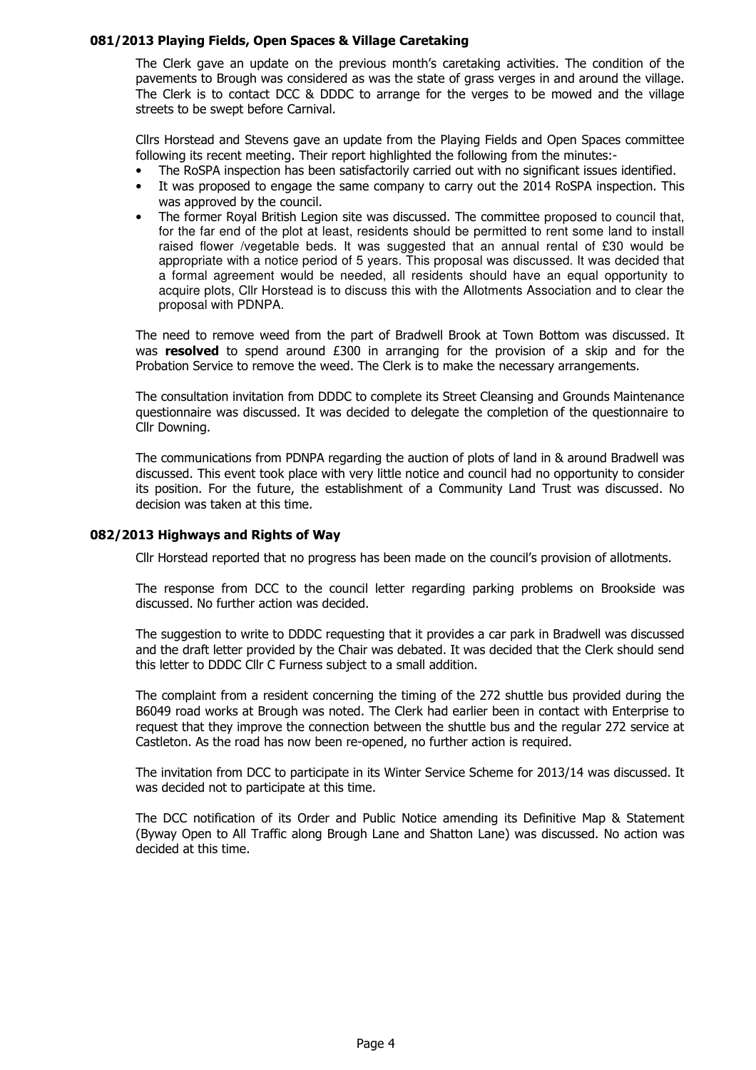### 081/2013 Playing Fields, Open Spaces & Village Caretaking

The Clerk gave an update on the previous month's caretaking activities. The condition of the pavements to Brough was considered as was the state of grass verges in and around the village. The Clerk is to contact DCC & DDDC to arrange for the verges to be mowed and the village streets to be swept before Carnival.

Cllrs Horstead and Stevens gave an update from the Playing Fields and Open Spaces committee following its recent meeting. Their report highlighted the following from the minutes:-

- The RoSPA inspection has been satisfactorily carried out with no significant issues identified.
- It was proposed to engage the same company to carry out the 2014 RoSPA inspection. This was approved by the council.
- The former Royal British Legion site was discussed. The committee proposed to council that, for the far end of the plot at least, residents should be permitted to rent some land to install raised flower /vegetable beds. It was suggested that an annual rental of £30 would be appropriate with a notice period of 5 years. This proposal was discussed. It was decided that a formal agreement would be needed, all residents should have an equal opportunity to acquire plots, Cllr Horstead is to discuss this with the Allotments Association and to clear the proposal with PDNPA.

The need to remove weed from the part of Bradwell Brook at Town Bottom was discussed. It was **resolved** to spend around £300 in arranging for the provision of a skip and for the Probation Service to remove the weed. The Clerk is to make the necessary arrangements.

The consultation invitation from DDDC to complete its Street Cleansing and Grounds Maintenance questionnaire was discussed. It was decided to delegate the completion of the questionnaire to Cllr Downing.

The communications from PDNPA regarding the auction of plots of land in & around Bradwell was discussed. This event took place with very little notice and council had no opportunity to consider its position. For the future, the establishment of a Community Land Trust was discussed. No decision was taken at this time.

### 082/2013 Highways and Rights of Way

Cllr Horstead reported that no progress has been made on the council's provision of allotments.

The response from DCC to the council letter regarding parking problems on Brookside was discussed. No further action was decided.

The suggestion to write to DDDC requesting that it provides a car park in Bradwell was discussed and the draft letter provided by the Chair was debated. It was decided that the Clerk should send this letter to DDDC Cllr C Furness subject to a small addition.

The complaint from a resident concerning the timing of the 272 shuttle bus provided during the B6049 road works at Brough was noted. The Clerk had earlier been in contact with Enterprise to request that they improve the connection between the shuttle bus and the regular 272 service at Castleton. As the road has now been re-opened, no further action is required.

The invitation from DCC to participate in its Winter Service Scheme for 2013/14 was discussed. It was decided not to participate at this time.

The DCC notification of its Order and Public Notice amending its Definitive Map & Statement (Byway Open to All Traffic along Brough Lane and Shatton Lane) was discussed. No action was decided at this time.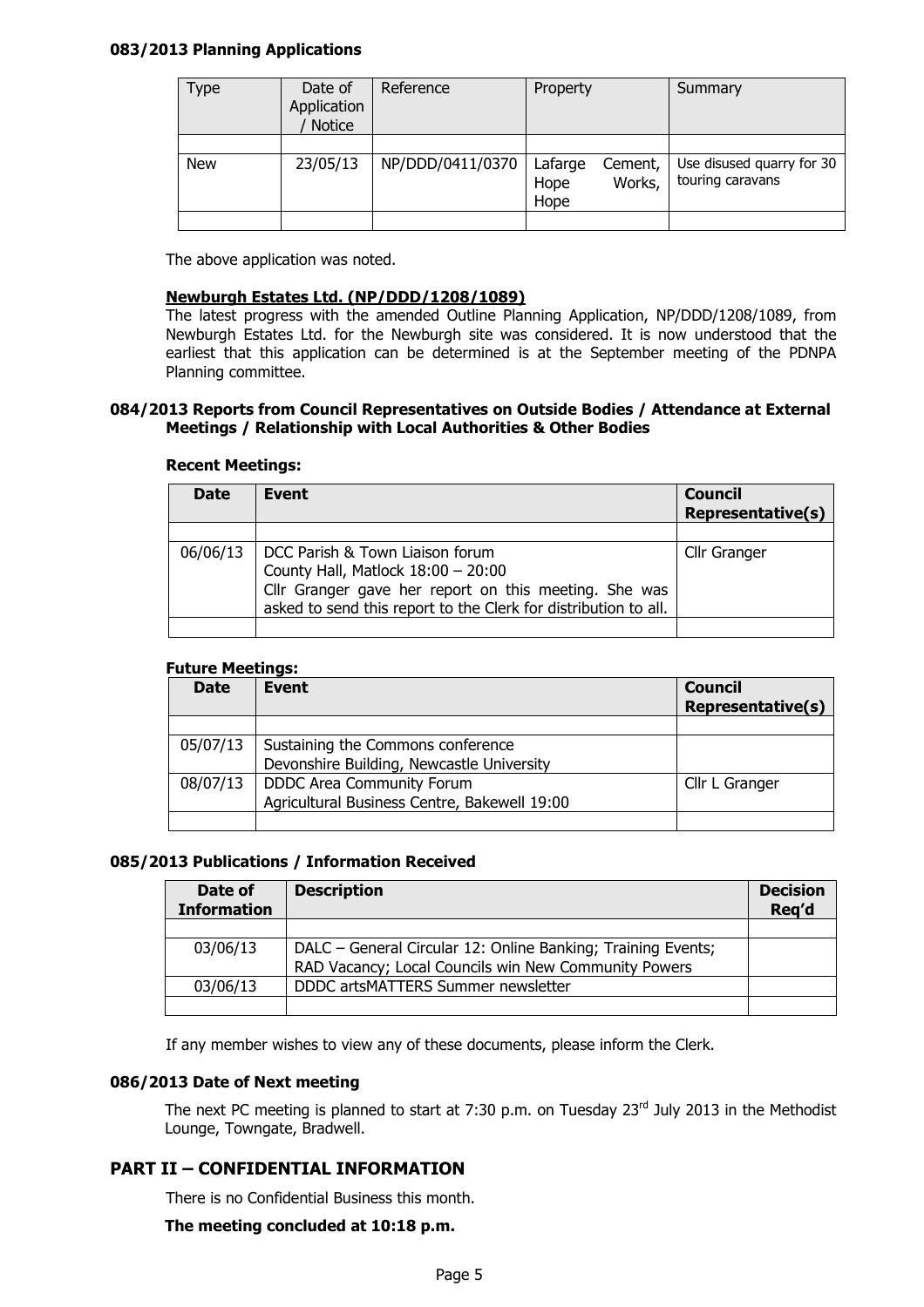### 083/2013 Planning Applications

| Type | Date of Application / Notice | Reference | Property | Summary |
|---|---|---|---|---|
| | | | | |
| New | 23/05/13 | NP/DDD/0411/0370 | Lafarge Cement, Hope Works, Hope | Use disused quarry for 30 touring caravans |
| | | | | |

The above application was noted.

**Newburgh Estates Ltd. (NP/DDD/1208/1089)**

The latest progress with the amended Outline Planning Application, NP/DDD/1208/1089, from Newburgh Estates Ltd. for the Newburgh site was considered. It is now understood that the earliest that this application can be determined is at the September meeting of the PDNPA Planning committee.

### 084/2013 Reports from Council Representatives on Outside Bodies / Attendance at External Meetings / Relationship with Local Authorities & Other Bodies

**Recent Meetings:**

| Date | Event | Council Representative(s) |
|---|---|---|
| | | |
| 06/06/13 | DCC Parish & Town Liaison forum<br>County Hall, Matlock 18:00 – 20:00<br>Cllr Granger gave her report on this meeting. She was asked to send this report to the Clerk for distribution to all. | Cllr Granger |
| | | |

**Future Meetings:**

| Date | Event | Council Representative(s) |
|---|---|---|
| | | |
| 05/07/13 | Sustaining the Commons conference<br>Devonshire Building, Newcastle University | |
| 08/07/13 | DDDC Area Community Forum<br>Agricultural Business Centre, Bakewell 19:00 | Cllr L Granger |
| | | |

### 085/2013 Publications / Information Received

| Date of Information | Description | Decision Req'd |
|---|---|---|
| | | |
| 03/06/13 | DALC – General Circular 12: Online Banking; Training Events; RAD Vacancy; Local Councils win New Community Powers | |
| 03/06/13 | DDDC artsMATTERS Summer newsletter | |
| | | |

If any member wishes to view any of these documents, please inform the Clerk.

### 086/2013 Date of Next meeting

The next PC meeting is planned to start at 7:30 p.m. on Tuesday 23rd July 2013 in the Methodist Lounge, Towngate, Bradwell.

## PART II – CONFIDENTIAL INFORMATION

There is no Confidential Business this month.

**The meeting concluded at 10:18 p.m.**